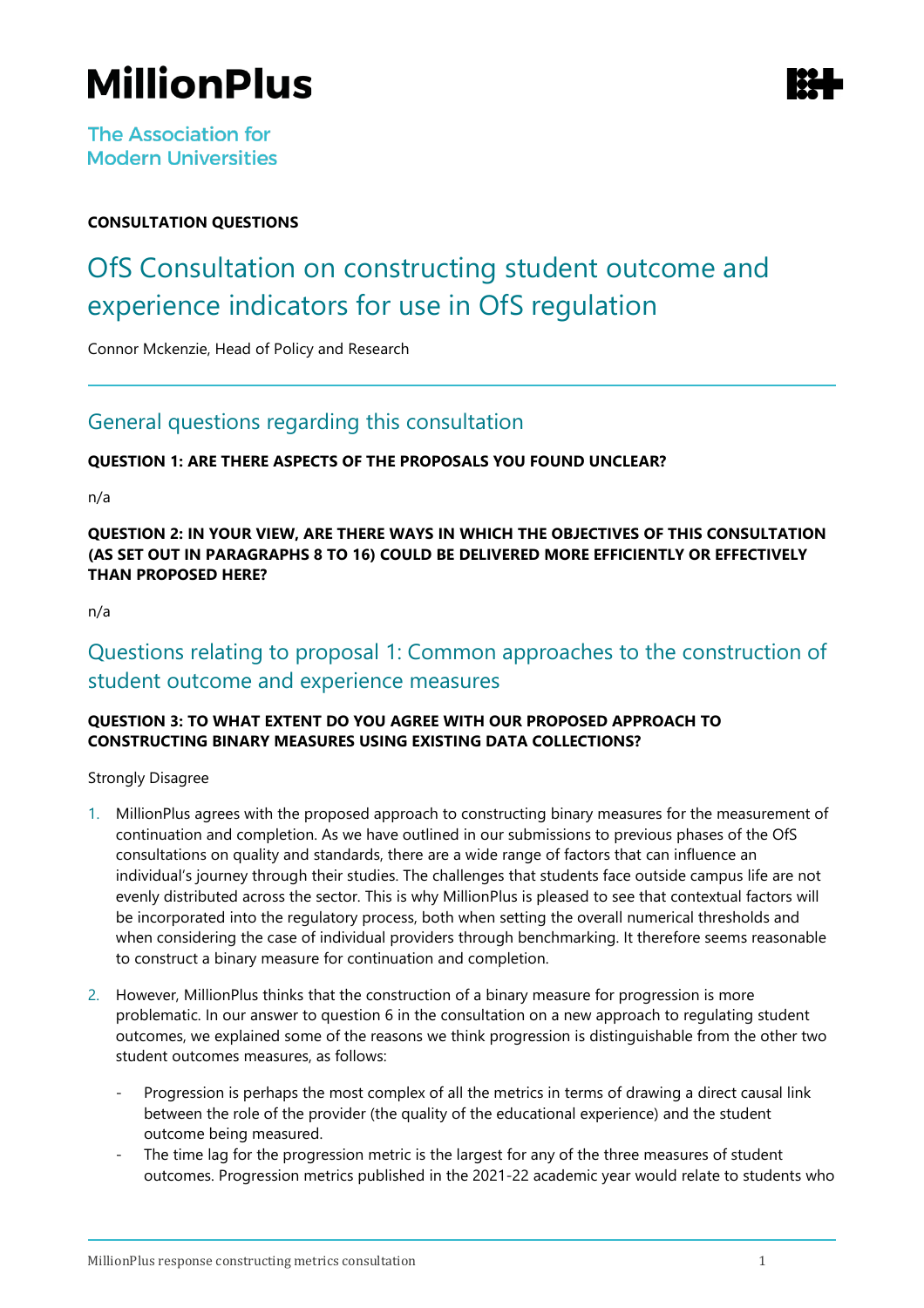# MillionPlus

The Association for Modern Universities

**CONSULTATION QUESTIONS**

# OfS Consultation on constructing student outcome and experience indicators for use in OfS regulation

Connor Mckenzie, Head of Policy and Research

## General questions regarding this consultation

**QUESTION 1: ARE THERE ASPECTS OF THE PROPOSALS YOU FOUND UNCLEAR?**

n/a

**QUESTION 2: IN YOUR VIEW, ARE THERE WAYS IN WHICH THE OBJECTIVES OF THIS CONSULTATION (AS SET OUT IN PARAGRAPHS 8 TO 16) COULD BE DELIVERED MORE EFFICIENTLY OR EFFECTIVELY THAN PROPOSED HERE?**

n/a

## Questions relating to proposal 1: Common approaches to the construction of student outcome and experience measures

**QUESTION 3: TO WHAT EXTENT DO YOU AGREE WITH OUR PROPOSED APPROACH TO CONSTRUCTING BINARY MEASURES USING EXISTING DATA COLLECTIONS?**

Strongly Disagree

1. MillionPlus agrees with the proposed approach to constructing binary measures for the measurement of continuation and completion. As we have outlined in our submissions to previous phases of the OfS consultations on quality and standards, there are a wide range of factors that can influence an individual's journey through their studies. The challenges that students face outside campus life are not evenly distributed across the sector. This is why MillionPlus is pleased to see that contextual factors will be incorporated into the regulatory process, both when setting the overall numerical thresholds and when considering the case of individual providers through benchmarking. It therefore seems reasonable to construct a binary measure for continuation and completion.

2. However, MillionPlus thinks that the construction of a binary measure for progression is more problematic. In our answer to question 6 in the consultation on a new approach to regulating student outcomes, we explained some of the reasons we think progression is distinguishable from the other two student outcomes measures, as follows:

   - Progression is perhaps the most complex of all the metrics in terms of drawing a direct causal link between the role of the provider (the quality of the educational experience) and the student outcome being measured.
   - The time lag for the progression metric is the largest for any of the three measures of student outcomes. Progression metrics published in the 2021-22 academic year would relate to students who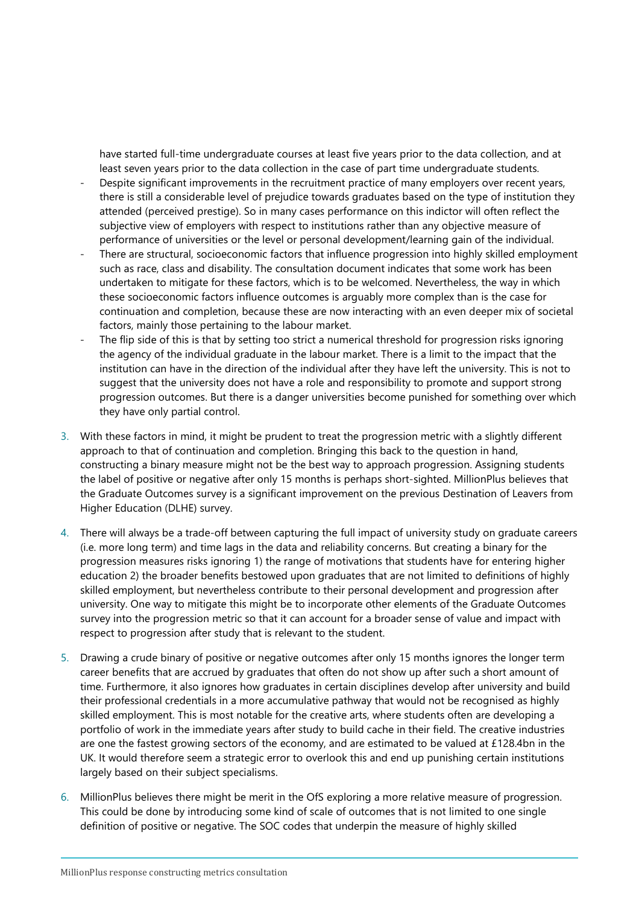have started full-time undergraduate courses at least five years prior to the data collection, and at least seven years prior to the data collection in the case of part time undergraduate students.

- Despite significant improvements in the recruitment practice of many employers over recent years, there is still a considerable level of prejudice towards graduates based on the type of institution they attended (perceived prestige). So in many cases performance on this indictor will often reflect the subjective view of employers with respect to institutions rather than any objective measure of performance of universities or the level or personal development/learning gain of the individual.
- There are structural, socioeconomic factors that influence progression into highly skilled employment such as race, class and disability. The consultation document indicates that some work has been undertaken to mitigate for these factors, which is to be welcomed. Nevertheless, the way in which these socioeconomic factors influence outcomes is arguably more complex than is the case for continuation and completion, because these are now interacting with an even deeper mix of societal factors, mainly those pertaining to the labour market.
- The flip side of this is that by setting too strict a numerical threshold for progression risks ignoring the agency of the individual graduate in the labour market. There is a limit to the impact that the institution can have in the direction of the individual after they have left the university. This is not to suggest that the university does not have a role and responsibility to promote and support strong progression outcomes. But there is a danger universities become punished for something over which they have only partial control.

3. With these factors in mind, it might be prudent to treat the progression metric with a slightly different approach to that of continuation and completion. Bringing this back to the question in hand, constructing a binary measure might not be the best way to approach progression. Assigning students the label of positive or negative after only 15 months is perhaps short-sighted. MillionPlus believes that the Graduate Outcomes survey is a significant improvement on the previous Destination of Leavers from Higher Education (DLHE) survey.

4. There will always be a trade-off between capturing the full impact of university study on graduate careers (i.e. more long term) and time lags in the data and reliability concerns. But creating a binary for the progression measures risks ignoring 1) the range of motivations that students have for entering higher education 2) the broader benefits bestowed upon graduates that are not limited to definitions of highly skilled employment, but nevertheless contribute to their personal development and progression after university. One way to mitigate this might be to incorporate other elements of the Graduate Outcomes survey into the progression metric so that it can account for a broader sense of value and impact with respect to progression after study that is relevant to the student.

5. Drawing a crude binary of positive or negative outcomes after only 15 months ignores the longer term career benefits that are accrued by graduates that often do not show up after such a short amount of time. Furthermore, it also ignores how graduates in certain disciplines develop after university and build their professional credentials in a more accumulative pathway that would not be recognised as highly skilled employment. This is most notable for the creative arts, where students often are developing a portfolio of work in the immediate years after study to build cache in their field. The creative industries are one the fastest growing sectors of the economy, and are estimated to be valued at £128.4bn in the UK. It would therefore seem a strategic error to overlook this and end up punishing certain institutions largely based on their subject specialisms.

6. MillionPlus believes there might be merit in the OfS exploring a more relative measure of progression. This could be done by introducing some kind of scale of outcomes that is not limited to one single definition of positive or negative. The SOC codes that underpin the measure of highly skilled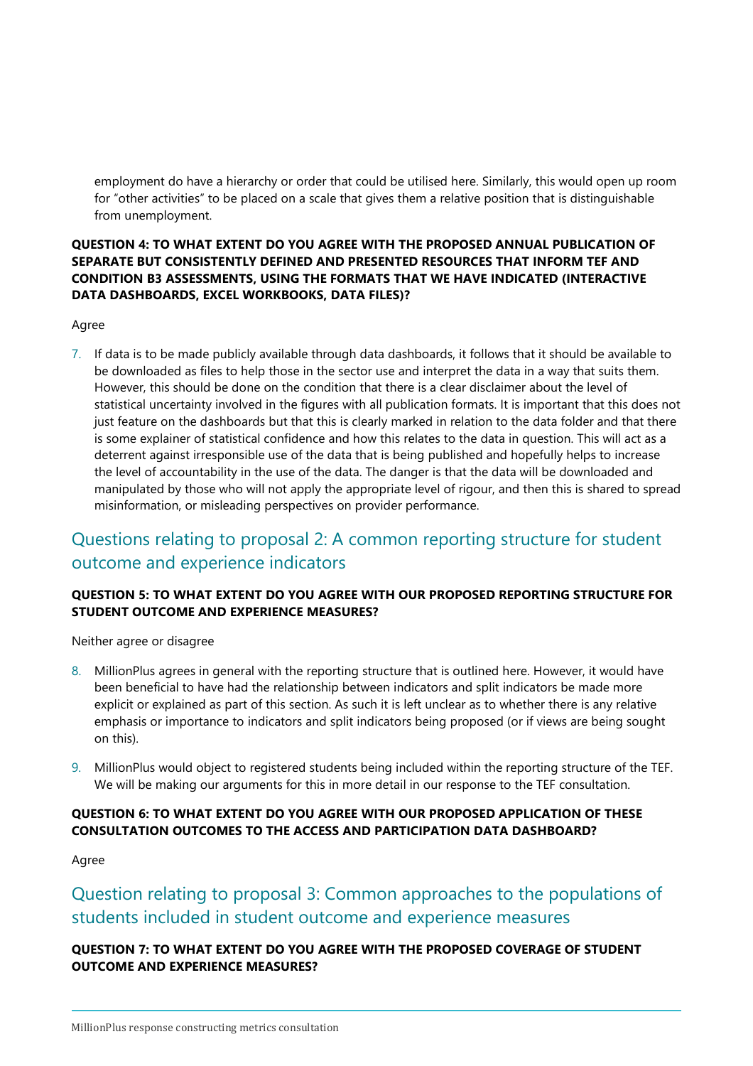employment do have a hierarchy or order that could be utilised here. Similarly, this would open up room for "other activities" to be placed on a scale that gives them a relative position that is distinguishable from unemployment.

**QUESTION 4: TO WHAT EXTENT DO YOU AGREE WITH THE PROPOSED ANNUAL PUBLICATION OF SEPARATE BUT CONSISTENTLY DEFINED AND PRESENTED RESOURCES THAT INFORM TEF AND CONDITION B3 ASSESSMENTS, USING THE FORMATS THAT WE HAVE INDICATED (INTERACTIVE DATA DASHBOARDS, EXCEL WORKBOOKS, DATA FILES)?**

Agree

7. If data is to be made publicly available through data dashboards, it follows that it should be available to be downloaded as files to help those in the sector use and interpret the data in a way that suits them. However, this should be done on the condition that there is a clear disclaimer about the level of statistical uncertainty involved in the figures with all publication formats. It is important that this does not just feature on the dashboards but that this is clearly marked in relation to the data folder and that there is some explainer of statistical confidence and how this relates to the data in question. This will act as a deterrent against irresponsible use of the data that is being published and hopefully helps to increase the level of accountability in the use of the data. The danger is that the data will be downloaded and manipulated by those who will not apply the appropriate level of rigour, and then this is shared to spread misinformation, or misleading perspectives on provider performance.

## Questions relating to proposal 2: A common reporting structure for student outcome and experience indicators

**QUESTION 5: TO WHAT EXTENT DO YOU AGREE WITH OUR PROPOSED REPORTING STRUCTURE FOR STUDENT OUTCOME AND EXPERIENCE MEASURES?**

Neither agree or disagree

8. MillionPlus agrees in general with the reporting structure that is outlined here. However, it would have been beneficial to have had the relationship between indicators and split indicators be made more explicit or explained as part of this section. As such it is left unclear as to whether there is any relative emphasis or importance to indicators and split indicators being proposed (or if views are being sought on this).
9. MillionPlus would object to registered students being included within the reporting structure of the TEF. We will be making our arguments for this in more detail in our response to the TEF consultation.

**QUESTION 6: TO WHAT EXTENT DO YOU AGREE WITH OUR PROPOSED APPLICATION OF THESE CONSULTATION OUTCOMES TO THE ACCESS AND PARTICIPATION DATA DASHBOARD?**

Agree

## Question relating to proposal 3: Common approaches to the populations of students included in student outcome and experience measures

**QUESTION 7: TO WHAT EXTENT DO YOU AGREE WITH THE PROPOSED COVERAGE OF STUDENT OUTCOME AND EXPERIENCE MEASURES?**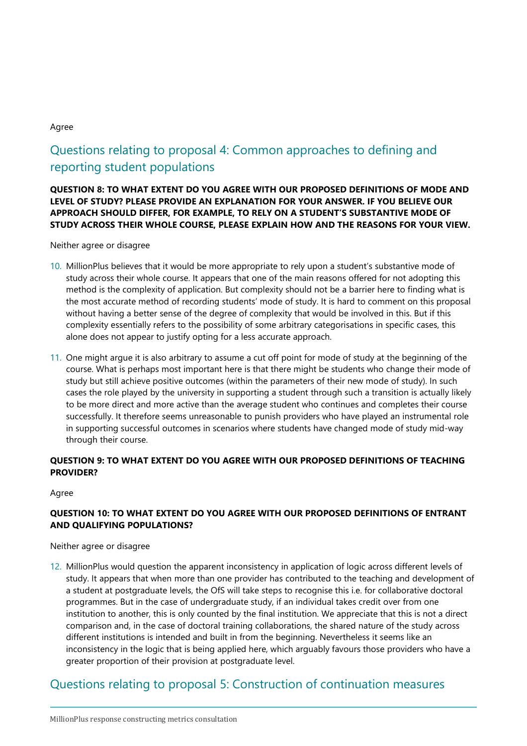Agree

## Questions relating to proposal 4: Common approaches to defining and reporting student populations

**QUESTION 8: TO WHAT EXTENT DO YOU AGREE WITH OUR PROPOSED DEFINITIONS OF MODE AND LEVEL OF STUDY? PLEASE PROVIDE AN EXPLANATION FOR YOUR ANSWER. IF YOU BELIEVE OUR APPROACH SHOULD DIFFER, FOR EXAMPLE, TO RELY ON A STUDENT'S SUBSTANTIVE MODE OF STUDY ACROSS THEIR WHOLE COURSE, PLEASE EXPLAIN HOW AND THE REASONS FOR YOUR VIEW.**

Neither agree or disagree

10. MillionPlus believes that it would be more appropriate to rely upon a student's substantive mode of study across their whole course. It appears that one of the main reasons offered for not adopting this method is the complexity of application. But complexity should not be a barrier here to finding what is the most accurate method of recording students' mode of study. It is hard to comment on this proposal without having a better sense of the degree of complexity that would be involved in this. But if this complexity essentially refers to the possibility of some arbitrary categorisations in specific cases, this alone does not appear to justify opting for a less accurate approach.

11. One might argue it is also arbitrary to assume a cut off point for mode of study at the beginning of the course. What is perhaps most important here is that there might be students who change their mode of study but still achieve positive outcomes (within the parameters of their new mode of study). In such cases the role played by the university in supporting a student through such a transition is actually likely to be more direct and more active than the average student who continues and completes their course successfully. It therefore seems unreasonable to punish providers who have played an instrumental role in supporting successful outcomes in scenarios where students have changed mode of study mid-way through their course.

**QUESTION 9: TO WHAT EXTENT DO YOU AGREE WITH OUR PROPOSED DEFINITIONS OF TEACHING PROVIDER?**

Agree

**QUESTION 10: TO WHAT EXTENT DO YOU AGREE WITH OUR PROPOSED DEFINITIONS OF ENTRANT AND QUALIFYING POPULATIONS?**

Neither agree or disagree

12. MillionPlus would question the apparent inconsistency in application of logic across different levels of study. It appears that when more than one provider has contributed to the teaching and development of a student at postgraduate levels, the OfS will take steps to recognise this i.e. for collaborative doctoral programmes. But in the case of undergraduate study, if an individual takes credit over from one institution to another, this is only counted by the final institution. We appreciate that this is not a direct comparison and, in the case of doctoral training collaborations, the shared nature of the study across different institutions is intended and built in from the beginning. Nevertheless it seems like an inconsistency in the logic that is being applied here, which arguably favours those providers who have a greater proportion of their provision at postgraduate level.

## Questions relating to proposal 5: Construction of continuation measures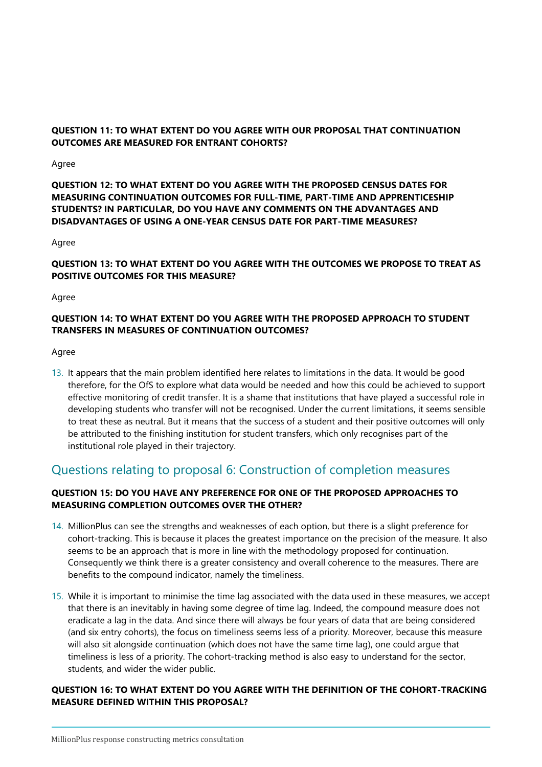**QUESTION 11: TO WHAT EXTENT DO YOU AGREE WITH OUR PROPOSAL THAT CONTINUATION OUTCOMES ARE MEASURED FOR ENTRANT COHORTS?**

Agree

**QUESTION 12: TO WHAT EXTENT DO YOU AGREE WITH THE PROPOSED CENSUS DATES FOR MEASURING CONTINUATION OUTCOMES FOR FULL-TIME, PART-TIME AND APPRENTICESHIP STUDENTS? IN PARTICULAR, DO YOU HAVE ANY COMMENTS ON THE ADVANTAGES AND DISADVANTAGES OF USING A ONE-YEAR CENSUS DATE FOR PART-TIME MEASURES?**

Agree

**QUESTION 13: TO WHAT EXTENT DO YOU AGREE WITH THE OUTCOMES WE PROPOSE TO TREAT AS POSITIVE OUTCOMES FOR THIS MEASURE?**

Agree

**QUESTION 14: TO WHAT EXTENT DO YOU AGREE WITH THE PROPOSED APPROACH TO STUDENT TRANSFERS IN MEASURES OF CONTINUATION OUTCOMES?**

Agree

13. It appears that the main problem identified here relates to limitations in the data. It would be good therefore, for the OfS to explore what data would be needed and how this could be achieved to support effective monitoring of credit transfer. It is a shame that institutions that have played a successful role in developing students who transfer will not be recognised. Under the current limitations, it seems sensible to treat these as neutral. But it means that the success of a student and their positive outcomes will only be attributed to the finishing institution for student transfers, which only recognises part of the institutional role played in their trajectory.

## Questions relating to proposal 6: Construction of completion measures

**QUESTION 15: DO YOU HAVE ANY PREFERENCE FOR ONE OF THE PROPOSED APPROACHES TO MEASURING COMPLETION OUTCOMES OVER THE OTHER?**

14. MillionPlus can see the strengths and weaknesses of each option, but there is a slight preference for cohort-tracking. This is because it places the greatest importance on the precision of the measure. It also seems to be an approach that is more in line with the methodology proposed for continuation. Consequently we think there is a greater consistency and overall coherence to the measures. There are benefits to the compound indicator, namely the timeliness.

15. While it is important to minimise the time lag associated with the data used in these measures, we accept that there is an inevitably in having some degree of time lag. Indeed, the compound measure does not eradicate a lag in the data. And since there will always be four years of data that are being considered (and six entry cohorts), the focus on timeliness seems less of a priority. Moreover, because this measure will also sit alongside continuation (which does not have the same time lag), one could argue that timeliness is less of a priority. The cohort-tracking method is also easy to understand for the sector, students, and wider the wider public.

**QUESTION 16: TO WHAT EXTENT DO YOU AGREE WITH THE DEFINITION OF THE COHORT-TRACKING MEASURE DEFINED WITHIN THIS PROPOSAL?**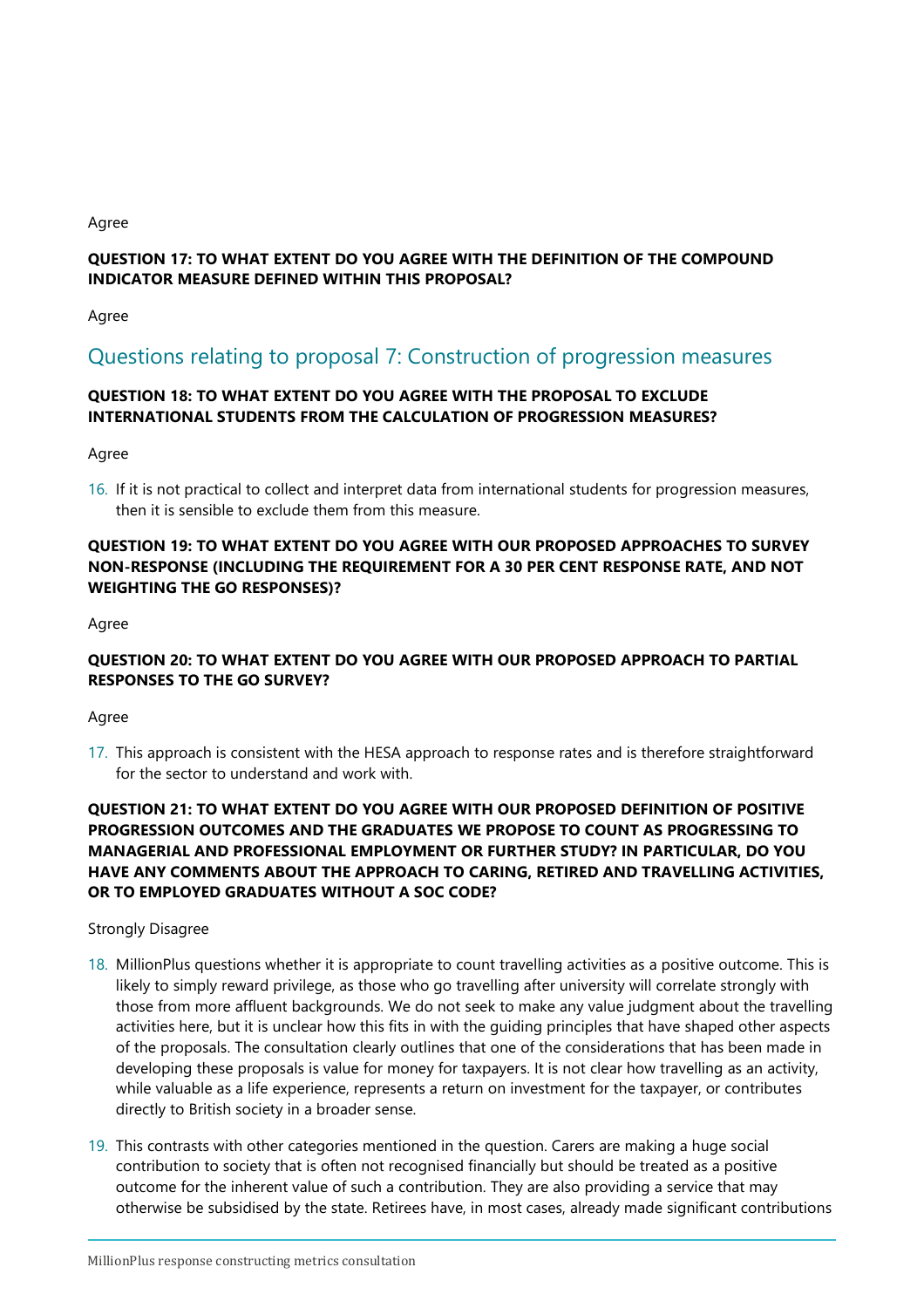Agree

**QUESTION 17: TO WHAT EXTENT DO YOU AGREE WITH THE DEFINITION OF THE COMPOUND INDICATOR MEASURE DEFINED WITHIN THIS PROPOSAL?**

Agree

## Questions relating to proposal 7: Construction of progression measures

**QUESTION 18: TO WHAT EXTENT DO YOU AGREE WITH THE PROPOSAL TO EXCLUDE INTERNATIONAL STUDENTS FROM THE CALCULATION OF PROGRESSION MEASURES?**

Agree

16. If it is not practical to collect and interpret data from international students for progression measures, then it is sensible to exclude them from this measure.

**QUESTION 19: TO WHAT EXTENT DO YOU AGREE WITH OUR PROPOSED APPROACHES TO SURVEY NON-RESPONSE (INCLUDING THE REQUIREMENT FOR A 30 PER CENT RESPONSE RATE, AND NOT WEIGHTING THE GO RESPONSES)?**

Agree

**QUESTION 20: TO WHAT EXTENT DO YOU AGREE WITH OUR PROPOSED APPROACH TO PARTIAL RESPONSES TO THE GO SURVEY?**

Agree

17. This approach is consistent with the HESA approach to response rates and is therefore straightforward for the sector to understand and work with.

**QUESTION 21: TO WHAT EXTENT DO YOU AGREE WITH OUR PROPOSED DEFINITION OF POSITIVE PROGRESSION OUTCOMES AND THE GRADUATES WE PROPOSE TO COUNT AS PROGRESSING TO MANAGERIAL AND PROFESSIONAL EMPLOYMENT OR FURTHER STUDY? IN PARTICULAR, DO YOU HAVE ANY COMMENTS ABOUT THE APPROACH TO CARING, RETIRED AND TRAVELLING ACTIVITIES, OR TO EMPLOYED GRADUATES WITHOUT A SOC CODE?**

Strongly Disagree

18. MillionPlus questions whether it is appropriate to count travelling activities as a positive outcome. This is likely to simply reward privilege, as those who go travelling after university will correlate strongly with those from more affluent backgrounds. We do not seek to make any value judgment about the travelling activities here, but it is unclear how this fits in with the guiding principles that have shaped other aspects of the proposals. The consultation clearly outlines that one of the considerations that has been made in developing these proposals is value for money for taxpayers. It is not clear how travelling as an activity, while valuable as a life experience, represents a return on investment for the taxpayer, or contributes directly to British society in a broader sense.

19. This contrasts with other categories mentioned in the question. Carers are making a huge social contribution to society that is often not recognised financially but should be treated as a positive outcome for the inherent value of such a contribution. They are also providing a service that may otherwise be subsidised by the state. Retirees have, in most cases, already made significant contributions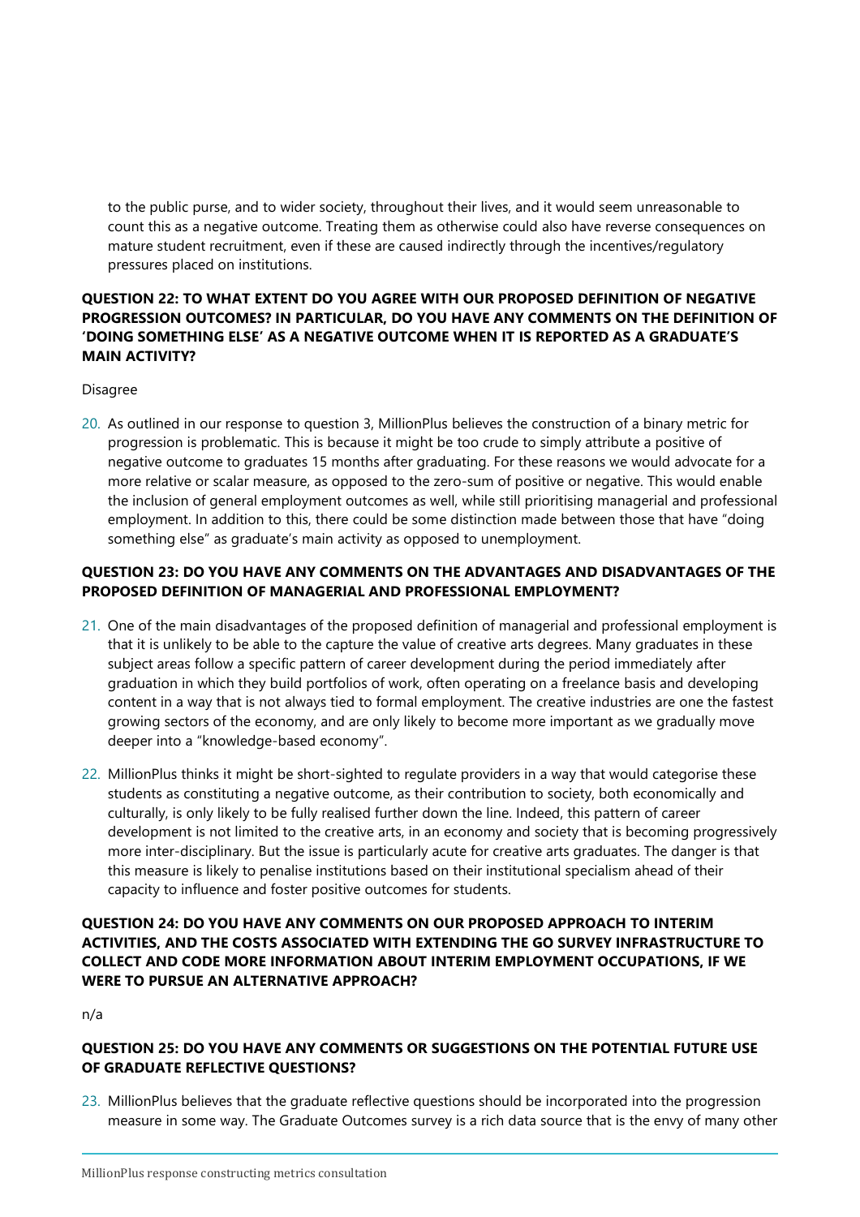to the public purse, and to wider society, throughout their lives, and it would seem unreasonable to count this as a negative outcome. Treating them as otherwise could also have reverse consequences on mature student recruitment, even if these are caused indirectly through the incentives/regulatory pressures placed on institutions.

**QUESTION 22: TO WHAT EXTENT DO YOU AGREE WITH OUR PROPOSED DEFINITION OF NEGATIVE PROGRESSION OUTCOMES? IN PARTICULAR, DO YOU HAVE ANY COMMENTS ON THE DEFINITION OF 'DOING SOMETHING ELSE' AS A NEGATIVE OUTCOME WHEN IT IS REPORTED AS A GRADUATE'S MAIN ACTIVITY?**

Disagree

20. As outlined in our response to question 3, MillionPlus believes the construction of a binary metric for progression is problematic. This is because it might be too crude to simply attribute a positive of negative outcome to graduates 15 months after graduating. For these reasons we would advocate for a more relative or scalar measure, as opposed to the zero-sum of positive or negative. This would enable the inclusion of general employment outcomes as well, while still prioritising managerial and professional employment. In addition to this, there could be some distinction made between those that have "doing something else" as graduate's main activity as opposed to unemployment.

**QUESTION 23: DO YOU HAVE ANY COMMENTS ON THE ADVANTAGES AND DISADVANTAGES OF THE PROPOSED DEFINITION OF MANAGERIAL AND PROFESSIONAL EMPLOYMENT?**

21. One of the main disadvantages of the proposed definition of managerial and professional employment is that it is unlikely to be able to the capture the value of creative arts degrees. Many graduates in these subject areas follow a specific pattern of career development during the period immediately after graduation in which they build portfolios of work, often operating on a freelance basis and developing content in a way that is not always tied to formal employment. The creative industries are one the fastest growing sectors of the economy, and are only likely to become more important as we gradually move deeper into a "knowledge-based economy".

22. MillionPlus thinks it might be short-sighted to regulate providers in a way that would categorise these students as constituting a negative outcome, as their contribution to society, both economically and culturally, is only likely to be fully realised further down the line. Indeed, this pattern of career development is not limited to the creative arts, in an economy and society that is becoming progressively more inter-disciplinary. But the issue is particularly acute for creative arts graduates. The danger is that this measure is likely to penalise institutions based on their institutional specialism ahead of their capacity to influence and foster positive outcomes for students.

**QUESTION 24: DO YOU HAVE ANY COMMENTS ON OUR PROPOSED APPROACH TO INTERIM ACTIVITIES, AND THE COSTS ASSOCIATED WITH EXTENDING THE GO SURVEY INFRASTRUCTURE TO COLLECT AND CODE MORE INFORMATION ABOUT INTERIM EMPLOYMENT OCCUPATIONS, IF WE WERE TO PURSUE AN ALTERNATIVE APPROACH?**

n/a

**QUESTION 25: DO YOU HAVE ANY COMMENTS OR SUGGESTIONS ON THE POTENTIAL FUTURE USE OF GRADUATE REFLECTIVE QUESTIONS?**

23. MillionPlus believes that the graduate reflective questions should be incorporated into the progression measure in some way. The Graduate Outcomes survey is a rich data source that is the envy of many other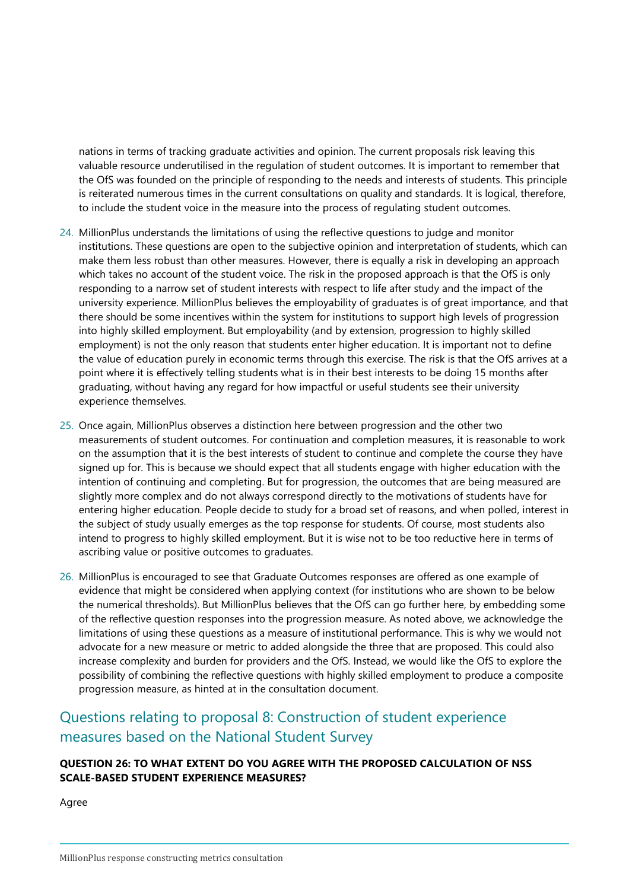nations in terms of tracking graduate activities and opinion. The current proposals risk leaving this valuable resource underutilised in the regulation of student outcomes. It is important to remember that the OfS was founded on the principle of responding to the needs and interests of students. This principle is reiterated numerous times in the current consultations on quality and standards. It is logical, therefore, to include the student voice in the measure into the process of regulating student outcomes.

24. MillionPlus understands the limitations of using the reflective questions to judge and monitor institutions. These questions are open to the subjective opinion and interpretation of students, which can make them less robust than other measures. However, there is equally a risk in developing an approach which takes no account of the student voice. The risk in the proposed approach is that the OfS is only responding to a narrow set of student interests with respect to life after study and the impact of the university experience. MillionPlus believes the employability of graduates is of great importance, and that there should be some incentives within the system for institutions to support high levels of progression into highly skilled employment. But employability (and by extension, progression to highly skilled employment) is not the only reason that students enter higher education. It is important not to define the value of education purely in economic terms through this exercise. The risk is that the OfS arrives at a point where it is effectively telling students what is in their best interests to be doing 15 months after graduating, without having any regard for how impactful or useful students see their university experience themselves.

25. Once again, MillionPlus observes a distinction here between progression and the other two measurements of student outcomes. For continuation and completion measures, it is reasonable to work on the assumption that it is the best interests of student to continue and complete the course they have signed up for. This is because we should expect that all students engage with higher education with the intention of continuing and completing. But for progression, the outcomes that are being measured are slightly more complex and do not always correspond directly to the motivations of students have for entering higher education. People decide to study for a broad set of reasons, and when polled, interest in the subject of study usually emerges as the top response for students. Of course, most students also intend to progress to highly skilled employment. But it is wise not to be too reductive here in terms of ascribing value or positive outcomes to graduates.

26. MillionPlus is encouraged to see that Graduate Outcomes responses are offered as one example of evidence that might be considered when applying context (for institutions who are shown to be below the numerical thresholds). But MillionPlus believes that the OfS can go further here, by embedding some of the reflective question responses into the progression measure. As noted above, we acknowledge the limitations of using these questions as a measure of institutional performance. This is why we would not advocate for a new measure or metric to added alongside the three that are proposed. This could also increase complexity and burden for providers and the OfS. Instead, we would like the OfS to explore the possibility of combining the reflective questions with highly skilled employment to produce a composite progression measure, as hinted at in the consultation document.

## Questions relating to proposal 8: Construction of student experience measures based on the National Student Survey

**QUESTION 26: TO WHAT EXTENT DO YOU AGREE WITH THE PROPOSED CALCULATION OF NSS SCALE-BASED STUDENT EXPERIENCE MEASURES?**

Agree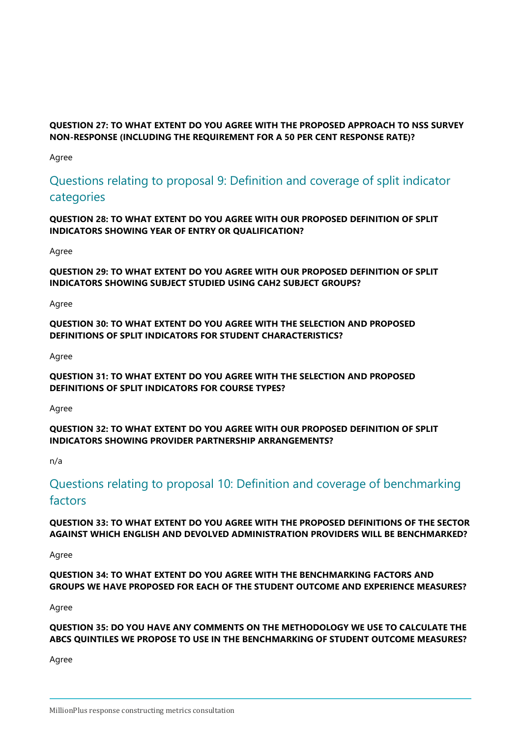**QUESTION 27: TO WHAT EXTENT DO YOU AGREE WITH THE PROPOSED APPROACH TO NSS SURVEY NON-RESPONSE (INCLUDING THE REQUIREMENT FOR A 50 PER CENT RESPONSE RATE)?**

Agree

## Questions relating to proposal 9: Definition and coverage of split indicator categories

**QUESTION 28: TO WHAT EXTENT DO YOU AGREE WITH OUR PROPOSED DEFINITION OF SPLIT INDICATORS SHOWING YEAR OF ENTRY OR QUALIFICATION?**

Agree

**QUESTION 29: TO WHAT EXTENT DO YOU AGREE WITH OUR PROPOSED DEFINITION OF SPLIT INDICATORS SHOWING SUBJECT STUDIED USING CAH2 SUBJECT GROUPS?**

Agree

**QUESTION 30: TO WHAT EXTENT DO YOU AGREE WITH THE SELECTION AND PROPOSED DEFINITIONS OF SPLIT INDICATORS FOR STUDENT CHARACTERISTICS?**

Agree

**QUESTION 31: TO WHAT EXTENT DO YOU AGREE WITH THE SELECTION AND PROPOSED DEFINITIONS OF SPLIT INDICATORS FOR COURSE TYPES?**

Agree

**QUESTION 32: TO WHAT EXTENT DO YOU AGREE WITH OUR PROPOSED DEFINITION OF SPLIT INDICATORS SHOWING PROVIDER PARTNERSHIP ARRANGEMENTS?**

n/a

## Questions relating to proposal 10: Definition and coverage of benchmarking factors

**QUESTION 33: TO WHAT EXTENT DO YOU AGREE WITH THE PROPOSED DEFINITIONS OF THE SECTOR AGAINST WHICH ENGLISH AND DEVOLVED ADMINISTRATION PROVIDERS WILL BE BENCHMARKED?**

Agree

**QUESTION 34: TO WHAT EXTENT DO YOU AGREE WITH THE BENCHMARKING FACTORS AND GROUPS WE HAVE PROPOSED FOR EACH OF THE STUDENT OUTCOME AND EXPERIENCE MEASURES?**

Agree

**QUESTION 35: DO YOU HAVE ANY COMMENTS ON THE METHODOLOGY WE USE TO CALCULATE THE ABCS QUINTILES WE PROPOSE TO USE IN THE BENCHMARKING OF STUDENT OUTCOME MEASURES?**

Agree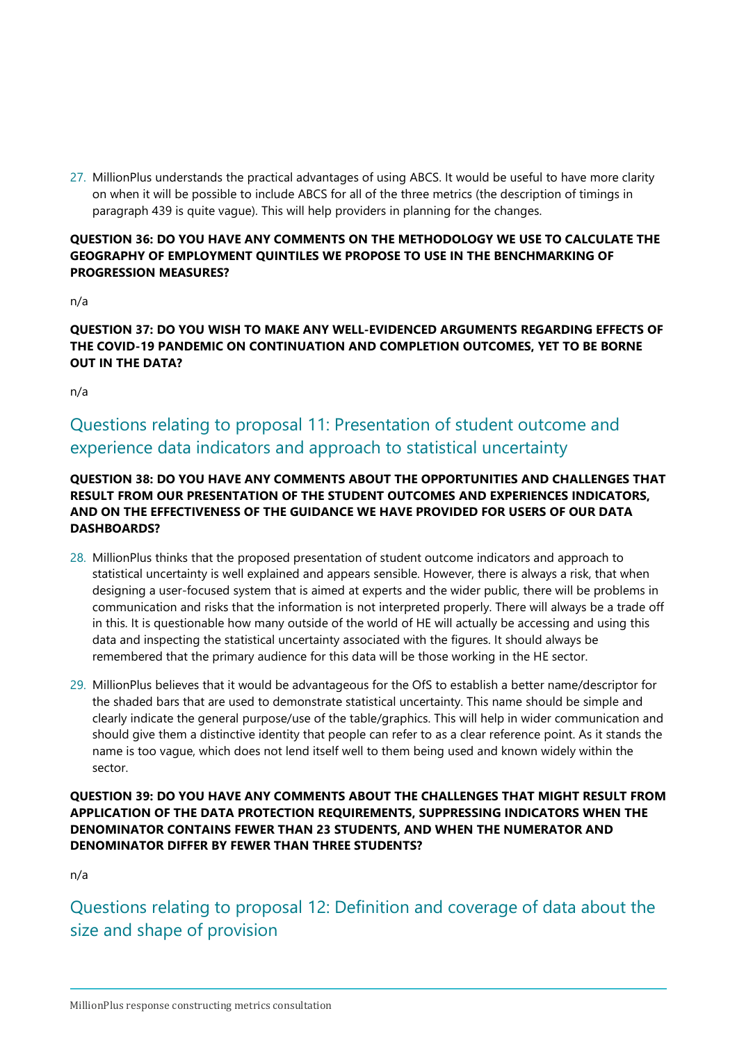27. MillionPlus understands the practical advantages of using ABCS. It would be useful to have more clarity on when it will be possible to include ABCS for all of the three metrics (the description of timings in paragraph 439 is quite vague). This will help providers in planning for the changes.

**QUESTION 36: DO YOU HAVE ANY COMMENTS ON THE METHODOLOGY WE USE TO CALCULATE THE GEOGRAPHY OF EMPLOYMENT QUINTILES WE PROPOSE TO USE IN THE BENCHMARKING OF PROGRESSION MEASURES?**

n/a

**QUESTION 37: DO YOU WISH TO MAKE ANY WELL-EVIDENCED ARGUMENTS REGARDING EFFECTS OF THE COVID-19 PANDEMIC ON CONTINUATION AND COMPLETION OUTCOMES, YET TO BE BORNE OUT IN THE DATA?**

n/a

## Questions relating to proposal 11: Presentation of student outcome and experience data indicators and approach to statistical uncertainty

**QUESTION 38: DO YOU HAVE ANY COMMENTS ABOUT THE OPPORTUNITIES AND CHALLENGES THAT RESULT FROM OUR PRESENTATION OF THE STUDENT OUTCOMES AND EXPERIENCES INDICATORS, AND ON THE EFFECTIVENESS OF THE GUIDANCE WE HAVE PROVIDED FOR USERS OF OUR DATA DASHBOARDS?**

28. MillionPlus thinks that the proposed presentation of student outcome indicators and approach to statistical uncertainty is well explained and appears sensible. However, there is always a risk, that when designing a user-focused system that is aimed at experts and the wider public, there will be problems in communication and risks that the information is not interpreted properly. There will always be a trade off in this. It is questionable how many outside of the world of HE will actually be accessing and using this data and inspecting the statistical uncertainty associated with the figures. It should always be remembered that the primary audience for this data will be those working in the HE sector.

29. MillionPlus believes that it would be advantageous for the OfS to establish a better name/descriptor for the shaded bars that are used to demonstrate statistical uncertainty. This name should be simple and clearly indicate the general purpose/use of the table/graphics. This will help in wider communication and should give them a distinctive identity that people can refer to as a clear reference point. As it stands the name is too vague, which does not lend itself well to them being used and known widely within the sector.

**QUESTION 39: DO YOU HAVE ANY COMMENTS ABOUT THE CHALLENGES THAT MIGHT RESULT FROM APPLICATION OF THE DATA PROTECTION REQUIREMENTS, SUPPRESSING INDICATORS WHEN THE DENOMINATOR CONTAINS FEWER THAN 23 STUDENTS, AND WHEN THE NUMERATOR AND DENOMINATOR DIFFER BY FEWER THAN THREE STUDENTS?**

n/a

## Questions relating to proposal 12: Definition and coverage of data about the size and shape of provision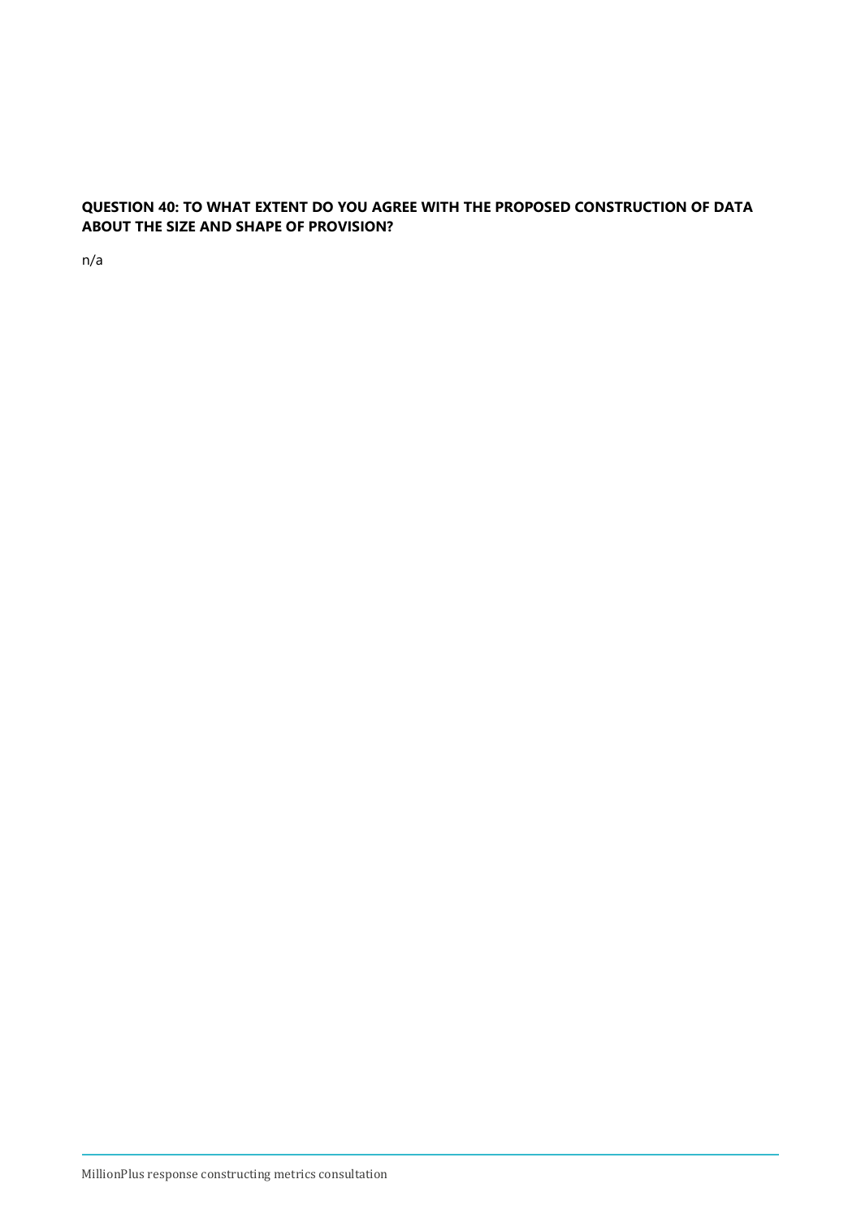**QUESTION 40: TO WHAT EXTENT DO YOU AGREE WITH THE PROPOSED CONSTRUCTION OF DATA ABOUT THE SIZE AND SHAPE OF PROVISION?**

n/a